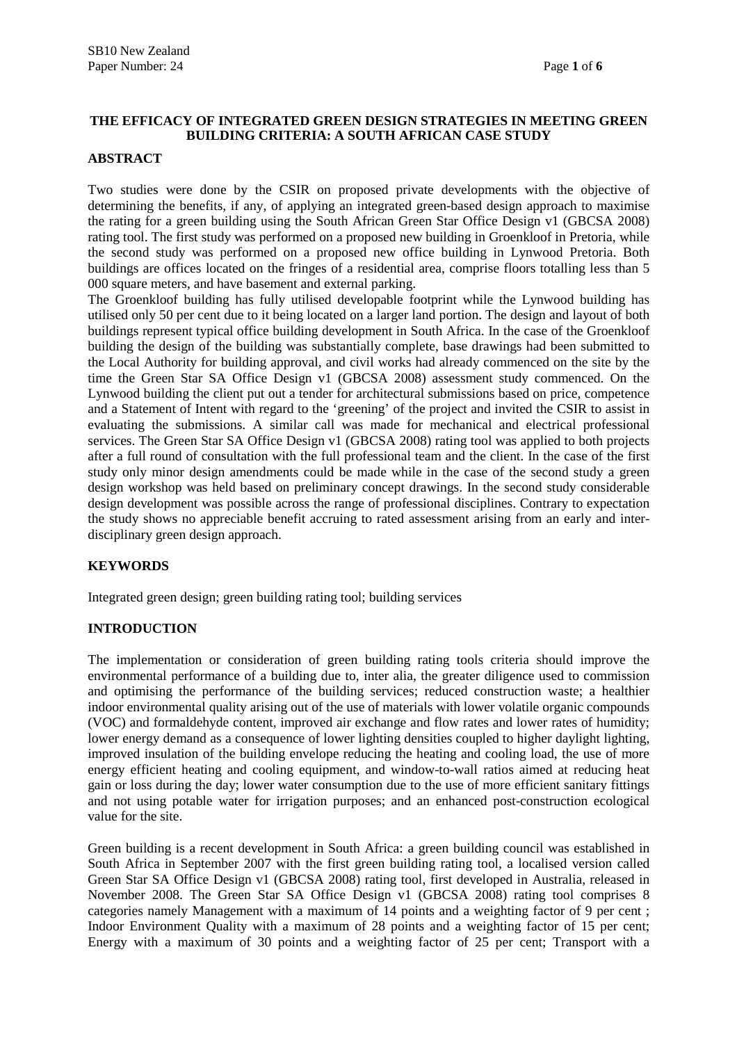# THE EFFICACY OF INTEGRATED GREEN DESIGN STRATEGIES IN MEETING GREEN BUILDING CRITERIA: A SOUTH AFRICAN CASE STUDY

## ABSTRACT

Two studies were done by the CSIR on proposed private developments with the objective of determining the benefits, if any, of applying an integrated green-based design approach to maximise the rating for a green building using the South African Green Star Office Design v1 (GBCSA 2008) rating tool. The first study was performed on a proposed new building in Groenkloof in Pretoria, while the second study was performed on a proposed new office building in Lynwood Pretoria. Both buildings are offices located on the fringes of a residential area, comprise floors totalling less than 5 000 square meters, and have basement and external parking.

The Groenkloof building has fully utilised developable footprint while the Lynwood building has utilised only 50 per cent due to it being located on a larger land portion. The design and layout of both buildings represent typical office building development in South Africa. In the case of the Groenkloof building the design of the building was substantially complete, base drawings had been submitted to the Local Authority for building approval, and civil works had already commenced on the site by the time the Green Star SA Office Design v1 (GBCSA 2008) assessment study commenced. On the Lynwood building the client put out a tender for architectural submissions based on price, competence and a Statement of Intent with regard to the 'greening' of the project and invited the CSIR to assist in evaluating the submissions. A similar call was made for mechanical and electrical professional services. The Green Star SA Office Design v1 (GBCSA 2008) rating tool was applied to both projects after a full round of consultation with the full professional team and the client. In the case of the first study only minor design amendments could be made while in the case of the second study a green design workshop was held based on preliminary concept drawings. In the second study considerable design development was possible across the range of professional disciplines. Contrary to expectation the study shows no appreciable benefit accruing to rated assessment arising from an early and inter-disciplinary green design approach.

## KEYWORDS

Integrated green design; green building rating tool; building services

## INTRODUCTION

The implementation or consideration of green building rating tools criteria should improve the environmental performance of a building due to, inter alia, the greater diligence used to commission and optimising the performance of the building services; reduced construction waste; a healthier indoor environmental quality arising out of the use of materials with lower volatile organic compounds (VOC) and formaldehyde content, improved air exchange and flow rates and lower rates of humidity; lower energy demand as a consequence of lower lighting densities coupled to higher daylight lighting, improved insulation of the building envelope reducing the heating and cooling load, the use of more energy efficient heating and cooling equipment, and window-to-wall ratios aimed at reducing heat gain or loss during the day; lower water consumption due to the use of more efficient sanitary fittings and not using potable water for irrigation purposes; and an enhanced post-construction ecological value for the site.

Green building is a recent development in South Africa: a green building council was established in South Africa in September 2007 with the first green building rating tool, a localised version called Green Star SA Office Design v1 (GBCSA 2008) rating tool, first developed in Australia, released in November 2008. The Green Star SA Office Design v1 (GBCSA 2008) rating tool comprises 8 categories namely Management with a maximum of 14 points and a weighting factor of 9 per cent ; Indoor Environment Quality with a maximum of 28 points and a weighting factor of 15 per cent; Energy with a maximum of 30 points and a weighting factor of 25 per cent; Transport with a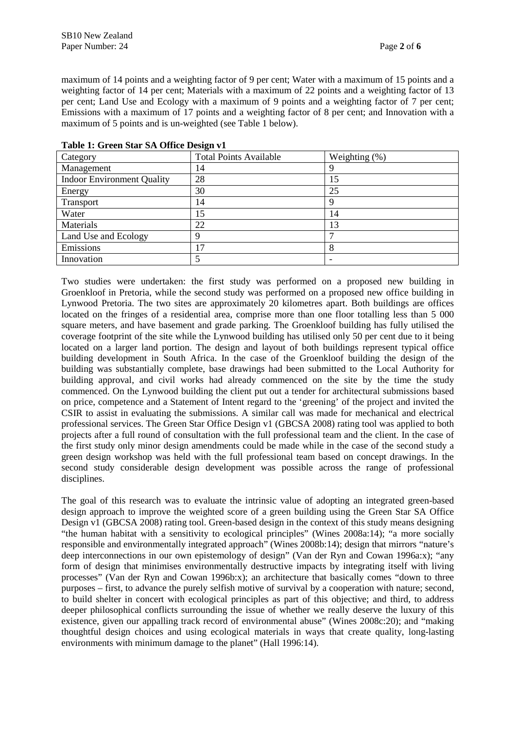maximum of 14 points and a weighting factor of 9 per cent; Water with a maximum of 15 points and a weighting factor of 14 per cent; Materials with a maximum of 22 points and a weighting factor of 13 per cent; Land Use and Ecology with a maximum of 9 points and a weighting factor of 7 per cent; Emissions with a maximum of 17 points and a weighting factor of 8 per cent; and Innovation with a maximum of 5 points and is un-weighted (see Table 1 below).

**Table 1: Green Star SA Office Design v1**

| Category | Total Points Available | Weighting (%) |
|---|---|---|
| Management | 14 | 9 |
| Indoor Environment Quality | 28 | 15 |
| Energy | 30 | 25 |
| Transport | 14 | 9 |
| Water | 15 | 14 |
| Materials | 22 | 13 |
| Land Use and Ecology | 9 | 7 |
| Emissions | 17 | 8 |
| Innovation | 5 | - |

Two studies were undertaken: the first study was performed on a proposed new building in Groenkloof in Pretoria, while the second study was performed on a proposed new office building in Lynwood Pretoria. The two sites are approximately 20 kilometres apart. Both buildings are offices located on the fringes of a residential area, comprise more than one floor totalling less than 5 000 square meters, and have basement and grade parking. The Groenkloof building has fully utilised the coverage footprint of the site while the Lynwood building has utilised only 50 per cent due to it being located on a larger land portion. The design and layout of both buildings represent typical office building development in South Africa. In the case of the Groenkloof building the design of the building was substantially complete, base drawings had been submitted to the Local Authority for building approval, and civil works had already commenced on the site by the time the study commenced. On the Lynwood building the client put out a tender for architectural submissions based on price, competence and a Statement of Intent regard to the 'greening' of the project and invited the CSIR to assist in evaluating the submissions. A similar call was made for mechanical and electrical professional services. The Green Star Office Design v1 (GBCSA 2008) rating tool was applied to both projects after a full round of consultation with the full professional team and the client. In the case of the first study only minor design amendments could be made while in the case of the second study a green design workshop was held with the full professional team based on concept drawings. In the second study considerable design development was possible across the range of professional disciplines.

The goal of this research was to evaluate the intrinsic value of adopting an integrated green-based design approach to improve the weighted score of a green building using the Green Star SA Office Design v1 (GBCSA 2008) rating tool. Green-based design in the context of this study means designing "the human habitat with a sensitivity to ecological principles" (Wines 2008a:14); "a more socially responsible and environmentally integrated approach" (Wines 2008b:14); design that mirrors "nature's deep interconnections in our own epistemology of design" (Van der Ryn and Cowan 1996a:x); "any form of design that minimises environmentally destructive impacts by integrating itself with living processes" (Van der Ryn and Cowan 1996b:x); an architecture that basically comes "down to three purposes – first, to advance the purely selfish motive of survival by a cooperation with nature; second, to build shelter in concert with ecological principles as part of this objective; and third, to address deeper philosophical conflicts surrounding the issue of whether we really deserve the luxury of this existence, given our appalling track record of environmental abuse" (Wines 2008c:20); and "making thoughtful design choices and using ecological materials in ways that create quality, long-lasting environments with minimum damage to the planet" (Hall 1996:14).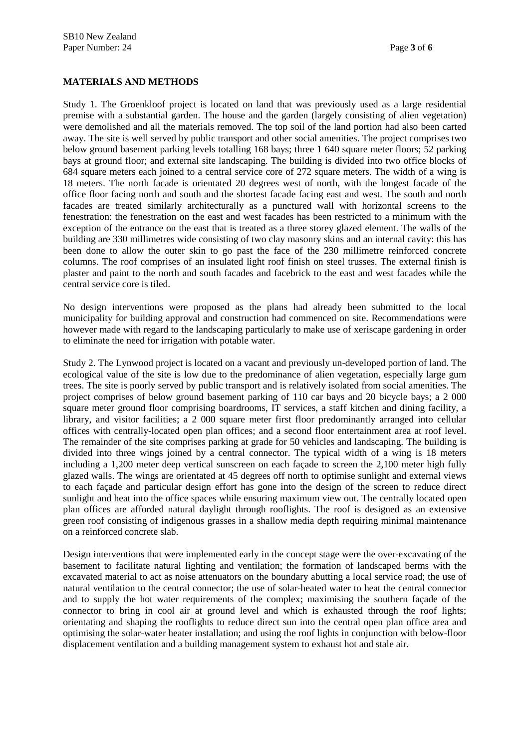**MATERIALS AND METHODS**

Study 1. The Groenkloof project is located on land that was previously used as a large residential premise with a substantial garden. The house and the garden (largely consisting of alien vegetation) were demolished and all the materials removed. The top soil of the land portion had also been carted away. The site is well served by public transport and other social amenities. The project comprises two below ground basement parking levels totalling 168 bays; three 1 640 square meter floors; 52 parking bays at ground floor; and external site landscaping. The building is divided into two office blocks of 684 square meters each joined to a central service core of 272 square meters. The width of a wing is 18 meters. The north facade is orientated 20 degrees west of north, with the longest facade of the office floor facing north and south and the shortest facade facing east and west. The south and north facades are treated similarly architecturally as a punctured wall with horizontal screens to the fenestration: the fenestration on the east and west facades has been restricted to a minimum with the exception of the entrance on the east that is treated as a three storey glazed element. The walls of the building are 330 millimetres wide consisting of two clay masonry skins and an internal cavity: this has been done to allow the outer skin to go past the face of the 230 millimetre reinforced concrete columns. The roof comprises of an insulated light roof finish on steel trusses. The external finish is plaster and paint to the north and south facades and facebrick to the east and west facades while the central service core is tiled.

No design interventions were proposed as the plans had already been submitted to the local municipality for building approval and construction had commenced on site. Recommendations were however made with regard to the landscaping particularly to make use of xeriscape gardening in order to eliminate the need for irrigation with potable water.

Study 2. The Lynwood project is located on a vacant and previously un-developed portion of land. The ecological value of the site is low due to the predominance of alien vegetation, especially large gum trees. The site is poorly served by public transport and is relatively isolated from social amenities. The project comprises of below ground basement parking of 110 car bays and 20 bicycle bays; a 2 000 square meter ground floor comprising boardrooms, IT services, a staff kitchen and dining facility, a library, and visitor facilities; a 2 000 square meter first floor predominantly arranged into cellular offices with centrally-located open plan offices; and a second floor entertainment area at roof level. The remainder of the site comprises parking at grade for 50 vehicles and landscaping. The building is divided into three wings joined by a central connector. The typical width of a wing is 18 meters including a 1,200 meter deep vertical sunscreen on each façade to screen the 2,100 meter high fully glazed walls. The wings are orientated at 45 degrees off north to optimise sunlight and external views to each façade and particular design effort has gone into the design of the screen to reduce direct sunlight and heat into the office spaces while ensuring maximum view out. The centrally located open plan offices are afforded natural daylight through rooflights. The roof is designed as an extensive green roof consisting of indigenous grasses in a shallow media depth requiring minimal maintenance on a reinforced concrete slab.

Design interventions that were implemented early in the concept stage were the over-excavating of the basement to facilitate natural lighting and ventilation; the formation of landscaped berms with the excavated material to act as noise attenuators on the boundary abutting a local service road; the use of natural ventilation to the central connector; the use of solar-heated water to heat the central connector and to supply the hot water requirements of the complex; maximising the southern façade of the connector to bring in cool air at ground level and which is exhausted through the roof lights; orientating and shaping the rooflights to reduce direct sun into the central open plan office area and optimising the solar-water heater installation; and using the roof lights in conjunction with below-floor displacement ventilation and a building management system to exhaust hot and stale air.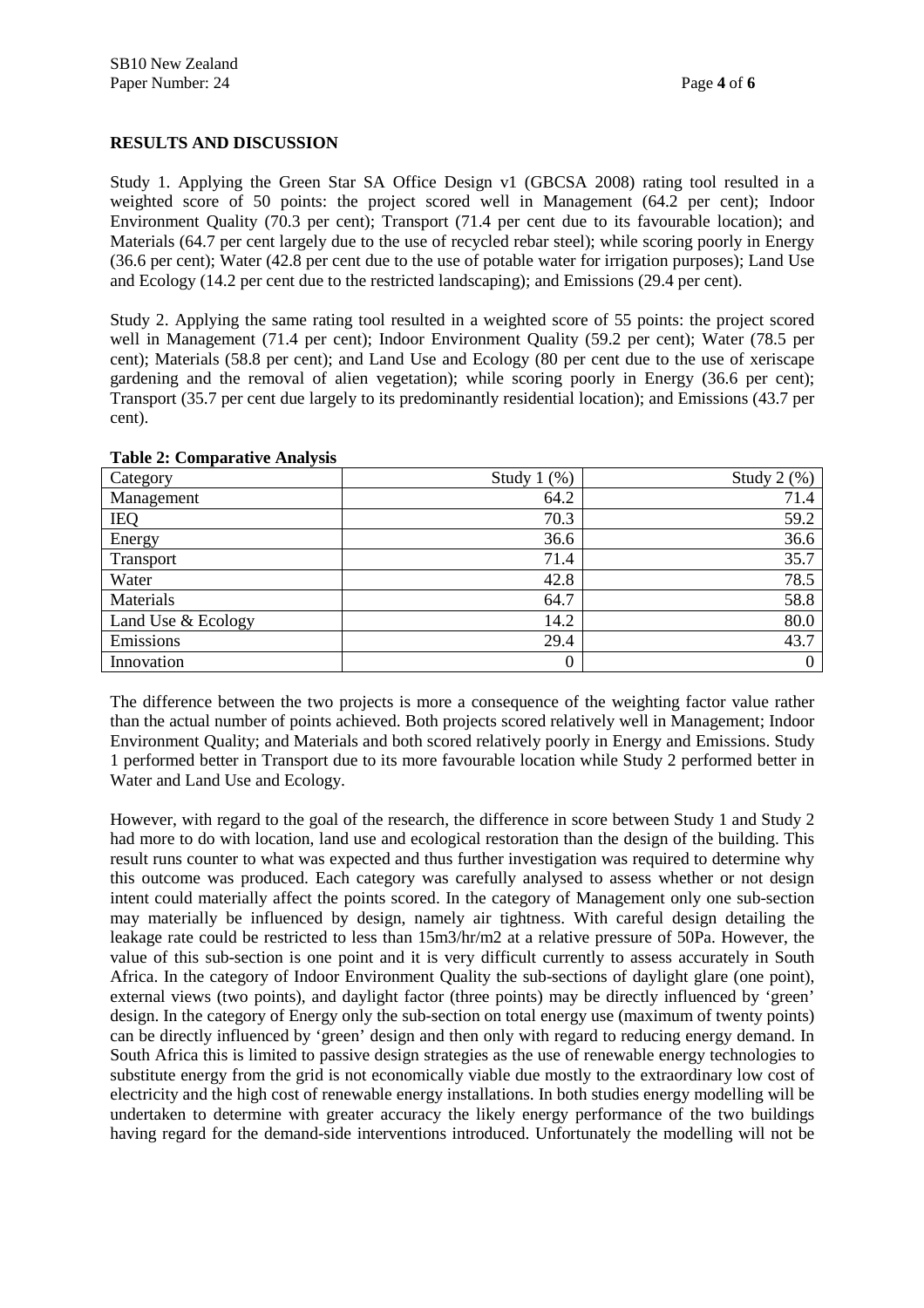## RESULTS AND DISCUSSION

Study 1. Applying the Green Star SA Office Design v1 (GBCSA 2008) rating tool resulted in a weighted score of 50 points: the project scored well in Management (64.2 per cent); Indoor Environment Quality (70.3 per cent); Transport (71.4 per cent due to its favourable location); and Materials (64.7 per cent largely due to the use of recycled rebar steel); while scoring poorly in Energy (36.6 per cent); Water (42.8 per cent due to the use of potable water for irrigation purposes); Land Use and Ecology (14.2 per cent due to the restricted landscaping); and Emissions (29.4 per cent).

Study 2. Applying the same rating tool resulted in a weighted score of 55 points: the project scored well in Management (71.4 per cent); Indoor Environment Quality (59.2 per cent); Water (78.5 per cent); Materials (58.8 per cent); and Land Use and Ecology (80 per cent due to the use of xeriscape gardening and the removal of alien vegetation); while scoring poorly in Energy (36.6 per cent); Transport (35.7 per cent due largely to its predominantly residential location); and Emissions (43.7 per cent).

**Table 2: Comparative Analysis**

| Category | Study 1 (%) | Study 2 (%) |
|---|---|---|
| Management | 64.2 | 71.4 |
| IEQ | 70.3 | 59.2 |
| Energy | 36.6 | 36.6 |
| Transport | 71.4 | 35.7 |
| Water | 42.8 | 78.5 |
| Materials | 64.7 | 58.8 |
| Land Use & Ecology | 14.2 | 80.0 |
| Emissions | 29.4 | 43.7 |
| Innovation | 0 | 0 |

The difference between the two projects is more a consequence of the weighting factor value rather than the actual number of points achieved. Both projects scored relatively well in Management; Indoor Environment Quality; and Materials and both scored relatively poorly in Energy and Emissions. Study 1 performed better in Transport due to its more favourable location while Study 2 performed better in Water and Land Use and Ecology.

However, with regard to the goal of the research, the difference in score between Study 1 and Study 2 had more to do with location, land use and ecological restoration than the design of the building. This result runs counter to what was expected and thus further investigation was required to determine why this outcome was produced. Each category was carefully analysed to assess whether or not design intent could materially affect the points scored. In the category of Management only one sub-section may materially be influenced by design, namely air tightness. With careful design detailing the leakage rate could be restricted to less than 15m3/hr/m2 at a relative pressure of 50Pa. However, the value of this sub-section is one point and it is very difficult currently to assess accurately in South Africa. In the category of Indoor Environment Quality the sub-sections of daylight glare (one point), external views (two points), and daylight factor (three points) may be directly influenced by 'green' design. In the category of Energy only the sub-section on total energy use (maximum of twenty points) can be directly influenced by 'green' design and then only with regard to reducing energy demand. In South Africa this is limited to passive design strategies as the use of renewable energy technologies to substitute energy from the grid is not economically viable due mostly to the extraordinary low cost of electricity and the high cost of renewable energy installations. In both studies energy modelling will be undertaken to determine with greater accuracy the likely energy performance of the two buildings having regard for the demand-side interventions introduced. Unfortunately the modelling will not be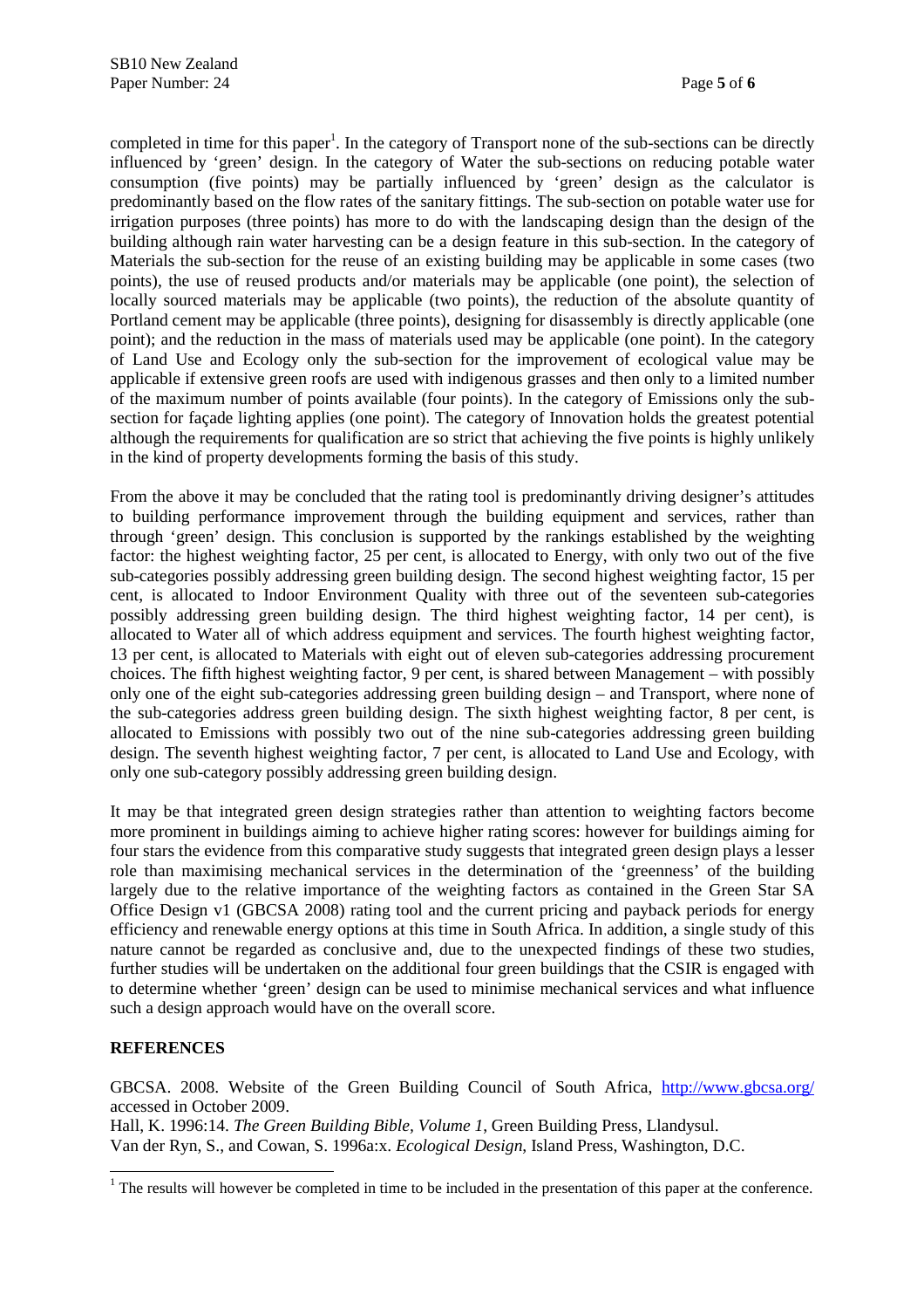completed in time for this paper[1]. In the category of Transport none of the sub-sections can be directly influenced by 'green' design. In the category of Water the sub-sections on reducing potable water consumption (five points) may be partially influenced by 'green' design as the calculator is predominantly based on the flow rates of the sanitary fittings. The sub-section on potable water use for irrigation purposes (three points) has more to do with the landscaping design than the design of the building although rain water harvesting can be a design feature in this sub-section. In the category of Materials the sub-section for the reuse of an existing building may be applicable in some cases (two points), the use of reused products and/or materials may be applicable (one point), the selection of locally sourced materials may be applicable (two points), the reduction of the absolute quantity of Portland cement may be applicable (three points), designing for disassembly is directly applicable (one point); and the reduction in the mass of materials used may be applicable (one point). In the category of Land Use and Ecology only the sub-section for the improvement of ecological value may be applicable if extensive green roofs are used with indigenous grasses and then only to a limited number of the maximum number of points available (four points). In the category of Emissions only the sub-section for façade lighting applies (one point). The category of Innovation holds the greatest potential although the requirements for qualification are so strict that achieving the five points is highly unlikely in the kind of property developments forming the basis of this study.

From the above it may be concluded that the rating tool is predominantly driving designer's attitudes to building performance improvement through the building equipment and services, rather than through 'green' design. This conclusion is supported by the rankings established by the weighting factor: the highest weighting factor, 25 per cent, is allocated to Energy, with only two out of the five sub-categories possibly addressing green building design. The second highest weighting factor, 15 per cent, is allocated to Indoor Environment Quality with three out of the seventeen sub-categories possibly addressing green building design. The third highest weighting factor, 14 per cent), is allocated to Water all of which address equipment and services. The fourth highest weighting factor, 13 per cent, is allocated to Materials with eight out of eleven sub-categories addressing procurement choices. The fifth highest weighting factor, 9 per cent, is shared between Management – with possibly only one of the eight sub-categories addressing green building design – and Transport, where none of the sub-categories address green building design. The sixth highest weighting factor, 8 per cent, is allocated to Emissions with possibly two out of the nine sub-categories addressing green building design. The seventh highest weighting factor, 7 per cent, is allocated to Land Use and Ecology, with only one sub-category possibly addressing green building design.

It may be that integrated green design strategies rather than attention to weighting factors become more prominent in buildings aiming to achieve higher rating scores: however for buildings aiming for four stars the evidence from this comparative study suggests that integrated green design plays a lesser role than maximising mechanical services in the determination of the 'greenness' of the building largely due to the relative importance of the weighting factors as contained in the Green Star SA Office Design v1 (GBCSA 2008) rating tool and the current pricing and payback periods for energy efficiency and renewable energy options at this time in South Africa. In addition, a single study of this nature cannot be regarded as conclusive and, due to the unexpected findings of these two studies, further studies will be undertaken on the additional four green buildings that the CSIR is engaged with to determine whether 'green' design can be used to minimise mechanical services and what influence such a design approach would have on the overall score.

## REFERENCES

GBCSA. 2008. Website of the Green Building Council of South Africa, http://www.gbcsa.org/ accessed in October 2009.
Hall, K. 1996:14. *The Green Building Bible, Volume 1*, Green Building Press, Llandysul.
Van der Ryn, S., and Cowan, S. 1996a:x. *Ecological Design*, Island Press, Washington, D.C.

[1] The results will however be completed in time to be included in the presentation of this paper at the conference.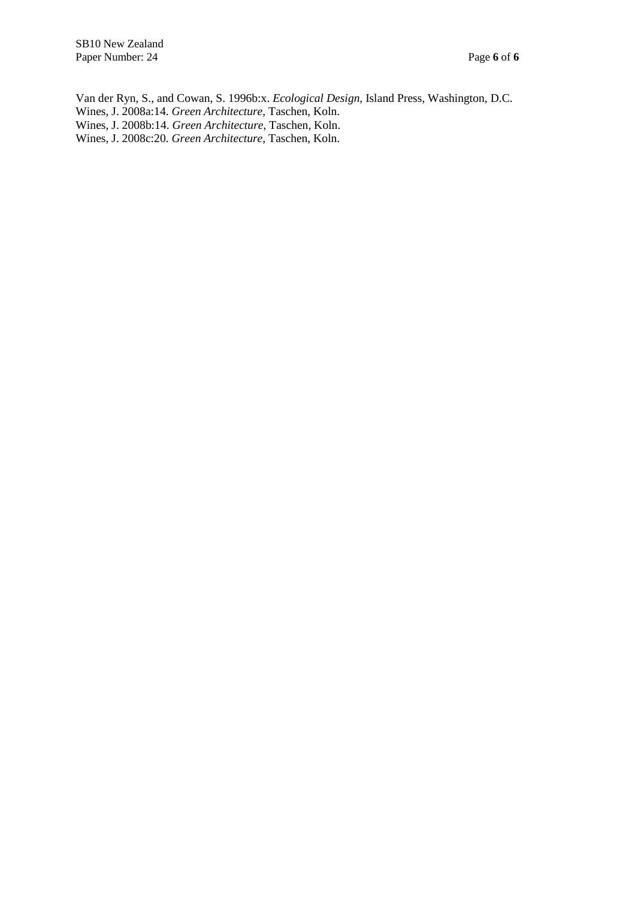Van der Ryn, S., and Cowan, S. 1996b:x. *Ecological Design*, Island Press, Washington, D.C.
Wines, J. 2008a:14. *Green Architecture*, Taschen, Koln.
Wines, J. 2008b:14. *Green Architecture*, Taschen, Koln.
Wines, J. 2008c:20. *Green Architecture*, Taschen, Koln.